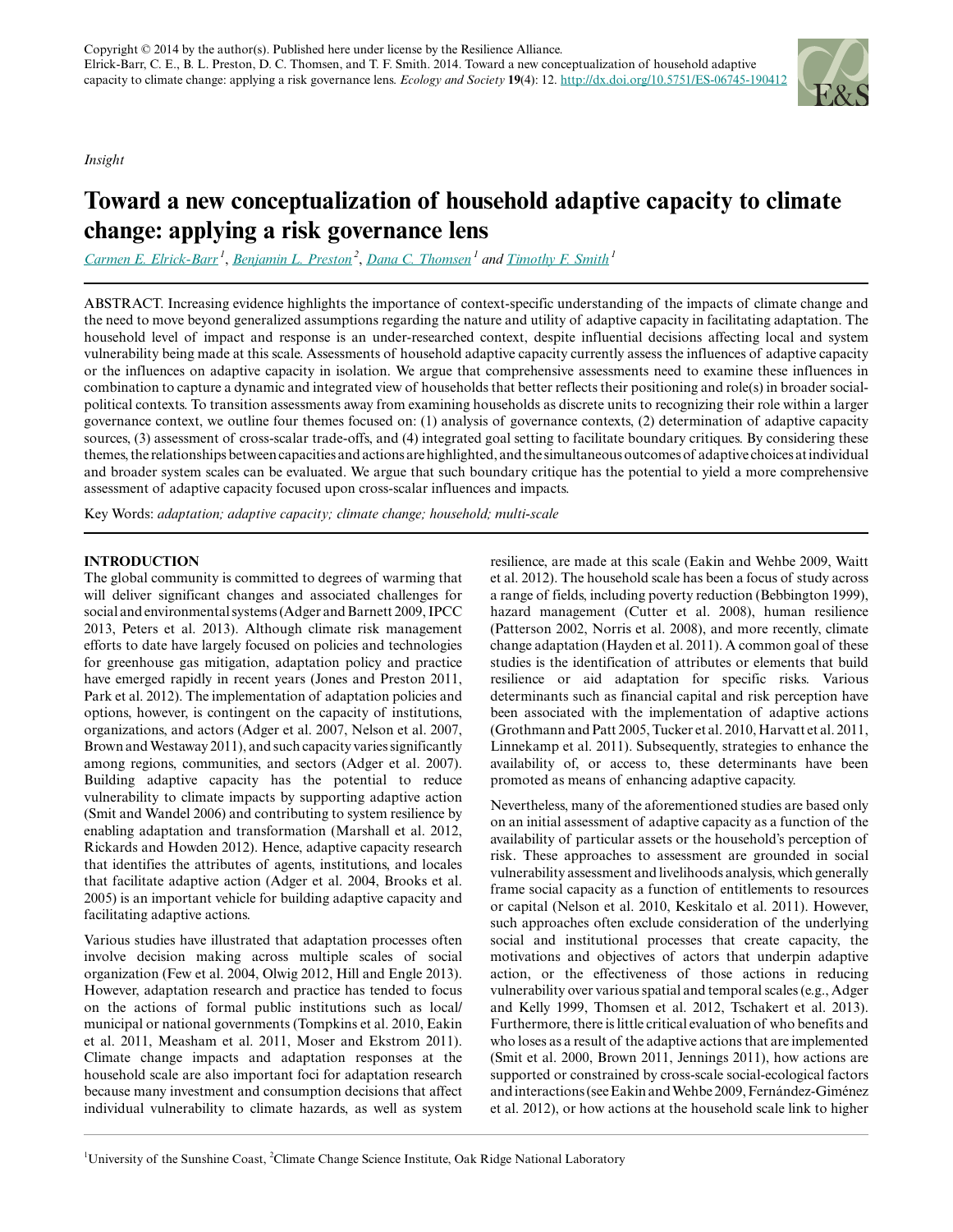Copyright © 2014 by the author(s). Published here under license by the Resilience Alliance.
Elrick-Barr, C. E., B. L. Preston, D. C. Thomsen, and T. F. Smith. 2014. Toward a new conceptualization of household adaptive capacity to climate change: applying a risk governance lens. *Ecology and Society* 19(4): 12. http://dx.doi.org/10.5751/ES-06745-190412

*Insight*

# Toward a new conceptualization of household adaptive capacity to climate change: applying a risk governance lens

Carmen E. Elrick-Barr[1], Benjamin L. Preston[2], Dana C. Thomsen[1] and Timothy F. Smith[1]

ABSTRACT. Increasing evidence highlights the importance of context-specific understanding of the impacts of climate change and the need to move beyond generalized assumptions regarding the nature and utility of adaptive capacity in facilitating adaptation. The household level of impact and response is an under-researched context, despite influential decisions affecting local and system vulnerability being made at this scale. Assessments of household adaptive capacity currently assess the influences of adaptive capacity or the influences on adaptive capacity in isolation. We argue that comprehensive assessments need to examine these influences in combination to capture a dynamic and integrated view of households that better reflects their positioning and role(s) in broader social-political contexts. To transition assessments away from examining households as discrete units to recognizing their role within a larger governance context, we outline four themes focused on: (1) analysis of governance contexts, (2) determination of adaptive capacity sources, (3) assessment of cross-scalar trade-offs, and (4) integrated goal setting to facilitate boundary critiques. By considering these themes, the relationships between capacities and actions are highlighted, and the simultaneous outcomes of adaptive choices at individual and broader system scales can be evaluated. We argue that such boundary critique has the potential to yield a more comprehensive assessment of adaptive capacity focused upon cross-scalar influences and impacts.

Key Words: *adaptation; adaptive capacity; climate change; household; multi-scale*

## INTRODUCTION

The global community is committed to degrees of warming that will deliver significant changes and associated challenges for social and environmental systems (Adger and Barnett 2009, IPCC 2013, Peters et al. 2013). Although climate risk management efforts to date have largely focused on policies and technologies for greenhouse gas mitigation, adaptation policy and practice have emerged rapidly in recent years (Jones and Preston 2011, Park et al. 2012). The implementation of adaptation policies and options, however, is contingent on the capacity of institutions, organizations, and actors (Adger et al. 2007, Nelson et al. 2007, Brown and Westaway 2011), and such capacity varies significantly among regions, communities, and sectors (Adger et al. 2007). Building adaptive capacity has the potential to reduce vulnerability to climate impacts by supporting adaptive action (Smit and Wandel 2006) and contributing to system resilience by enabling adaptation and transformation (Marshall et al. 2012, Rickards and Howden 2012). Hence, adaptive capacity research that identifies the attributes of agents, institutions, and locales that facilitate adaptive action (Adger et al. 2004, Brooks et al. 2005) is an important vehicle for building adaptive capacity and facilitating adaptive actions.

Various studies have illustrated that adaptation processes often involve decision making across multiple scales of social organization (Few et al. 2004, Olwig 2012, Hill and Engle 2013). However, adaptation research and practice has tended to focus on the actions of formal public institutions such as local/municipal or national governments (Tompkins et al. 2010, Eakin et al. 2011, Measham et al. 2011, Moser and Ekstrom 2011). Climate change impacts and adaptation responses at the household scale are also important foci for adaptation research because many investment and consumption decisions that affect individual vulnerability to climate hazards, as well as system resilience, are made at this scale (Eakin and Wehbe 2009, Waitt et al. 2012). The household scale has been a focus of study across a range of fields, including poverty reduction (Bebbington 1999), hazard management (Cutter et al. 2008), human resilience (Patterson 2002, Norris et al. 2008), and more recently, climate change adaptation (Hayden et al. 2011). A common goal of these studies is the identification of attributes or elements that build resilience or aid adaptation for specific risks. Various determinants such as financial capital and risk perception have been associated with the implementation of adaptive actions (Grothmann and Patt 2005, Tucker et al. 2010, Harvatt et al. 2011, Linnekamp et al. 2011). Subsequently, strategies to enhance the availability of, or access to, these determinants have been promoted as means of enhancing adaptive capacity.

Nevertheless, many of the aforementioned studies are based only on an initial assessment of adaptive capacity as a function of the availability of particular assets or the household's perception of risk. These approaches to assessment are grounded in social vulnerability assessment and livelihoods analysis, which generally frame social capacity as a function of entitlements to resources or capital (Nelson et al. 2010, Keskitalo et al. 2011). However, such approaches often exclude consideration of the underlying social and institutional processes that create capacity, the motivations and objectives of actors that underpin adaptive action, or the effectiveness of those actions in reducing vulnerability over various spatial and temporal scales (e.g., Adger and Kelly 1999, Thomsen et al. 2012, Tschakert et al. 2013). Furthermore, there is little critical evaluation of who benefits and who loses as a result of the adaptive actions that are implemented (Smit et al. 2000, Brown 2011, Jennings 2011), how actions are supported or constrained by cross-scale social-ecological factors and interactions (see Eakin and Wehbe 2009, Fernández-Giménez et al. 2012), or how actions at the household scale link to higher

[1]University of the Sunshine Coast, [2]Climate Change Science Institute, Oak Ridge National Laboratory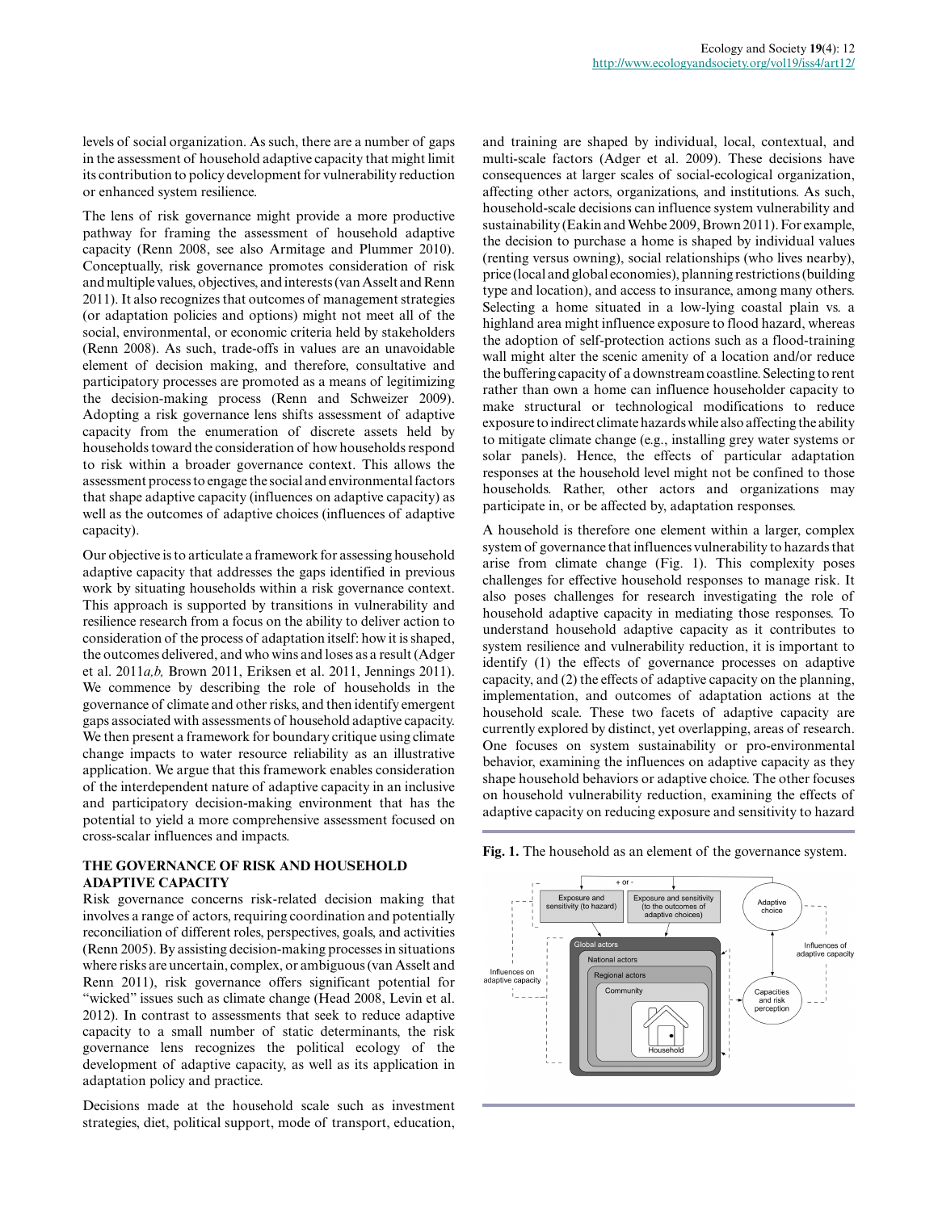levels of social organization. As such, there are a number of gaps in the assessment of household adaptive capacity that might limit its contribution to policy development for vulnerability reduction or enhanced system resilience.

The lens of risk governance might provide a more productive pathway for framing the assessment of household adaptive capacity (Renn 2008, see also Armitage and Plummer 2010). Conceptually, risk governance promotes consideration of risk and multiple values, objectives, and interests (van Asselt and Renn 2011). It also recognizes that outcomes of management strategies (or adaptation policies and options) might not meet all of the social, environmental, or economic criteria held by stakeholders (Renn 2008). As such, trade-offs in values are an unavoidable element of decision making, and therefore, consultative and participatory processes are promoted as a means of legitimizing the decision-making process (Renn and Schweizer 2009). Adopting a risk governance lens shifts assessment of adaptive capacity from the enumeration of discrete assets held by households toward the consideration of how households respond to risk within a broader governance context. This allows the assessment process to engage the social and environmental factors that shape adaptive capacity (influences on adaptive capacity) as well as the outcomes of adaptive choices (influences of adaptive capacity).

Our objective is to articulate a framework for assessing household adaptive capacity that addresses the gaps identified in previous work by situating households within a risk governance context. This approach is supported by transitions in vulnerability and resilience research from a focus on the ability to deliver action to consideration of the process of adaptation itself: how it is shaped, the outcomes delivered, and who wins and loses as a result (Adger et al. 2011*a,b,* Brown 2011, Eriksen et al. 2011, Jennings 2011). We commence by describing the role of households in the governance of climate and other risks, and then identify emergent gaps associated with assessments of household adaptive capacity. We then present a framework for boundary critique using climate change impacts to water resource reliability as an illustrative application. We argue that this framework enables consideration of the interdependent nature of adaptive capacity in an inclusive and participatory decision-making environment that has the potential to yield a more comprehensive assessment focused on cross-scalar influences and impacts.

## THE GOVERNANCE OF RISK AND HOUSEHOLD ADAPTIVE CAPACITY

Risk governance concerns risk-related decision making that involves a range of actors, requiring coordination and potentially reconciliation of different roles, perspectives, goals, and activities (Renn 2005). By assisting decision-making processes in situations where risks are uncertain, complex, or ambiguous (van Asselt and Renn 2011), risk governance offers significant potential for "wicked" issues such as climate change (Head 2008, Levin et al. 2012). In contrast to assessments that seek to reduce adaptive capacity to a small number of static determinants, the risk governance lens recognizes the political ecology of the development of adaptive capacity, as well as its application in adaptation policy and practice.

Decisions made at the household scale such as investment strategies, diet, political support, mode of transport, education, and training are shaped by individual, local, contextual, and multi-scale factors (Adger et al. 2009). These decisions have consequences at larger scales of social-ecological organization, affecting other actors, organizations, and institutions. As such, household-scale decisions can influence system vulnerability and sustainability (Eakin and Wehbe 2009, Brown 2011). For example, the decision to purchase a home is shaped by individual values (renting versus owning), social relationships (who lives nearby), price (local and global economies), planning restrictions (building type and location), and access to insurance, among many others. Selecting a home situated in a low-lying coastal plain vs. a highland area might influence exposure to flood hazard, whereas the adoption of self-protection actions such as a flood-training wall might alter the scenic amenity of a location and/or reduce the buffering capacity of a downstream coastline. Selecting to rent rather than own a home can influence householder capacity to make structural or technological modifications to reduce exposure to indirect climate hazards while also affecting the ability to mitigate climate change (e.g., installing grey water systems or solar panels). Hence, the effects of particular adaptation responses at the household level might not be confined to those households. Rather, other actors and organizations may participate in, or be affected by, adaptation responses.

A household is therefore one element within a larger, complex system of governance that influences vulnerability to hazards that arise from climate change (Fig. 1). This complexity poses challenges for effective household responses to manage risk. It also poses challenges for research investigating the role of household adaptive capacity in mediating those responses. To understand household adaptive capacity as it contributes to system resilience and vulnerability reduction, it is important to identify (1) the effects of governance processes on adaptive capacity, and (2) the effects of adaptive capacity on the planning, implementation, and outcomes of adaptation actions at the household scale. These two facets of adaptive capacity are currently explored by distinct, yet overlapping, areas of research. One focuses on system sustainability or pro-environmental behavior, examining the influences on adaptive capacity as they shape household behaviors or adaptive choice. The other focuses on household vulnerability reduction, examining the effects of adaptive capacity on reducing exposure and sensitivity to hazard

**Fig. 1.** The household as an element of the governance system.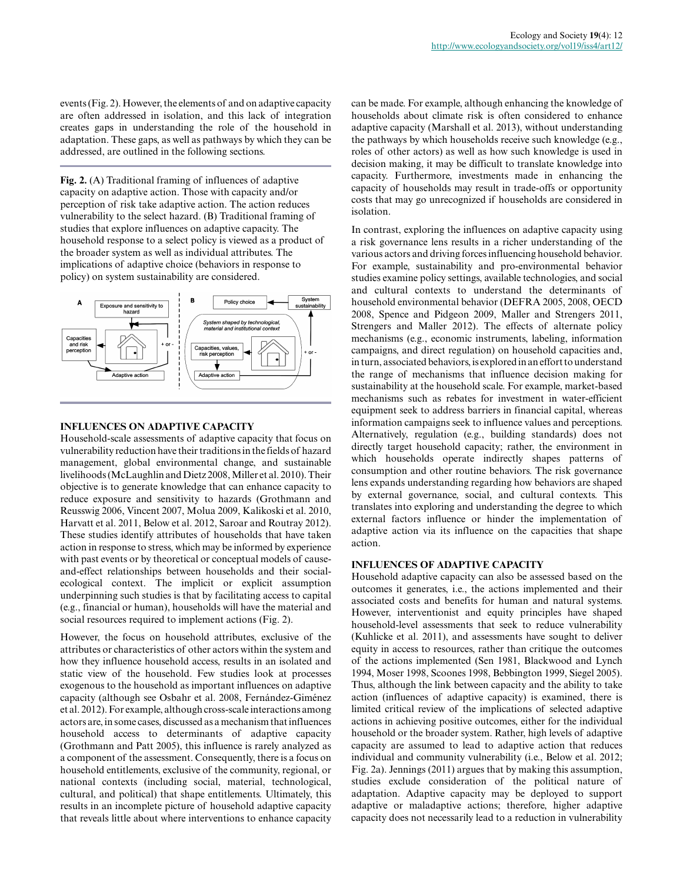events (Fig. 2). However, the elements of and on adaptive capacity are often addressed in isolation, and this lack of integration creates gaps in understanding the role of the household in adaptation. These gaps, as well as pathways by which they can be addressed, are outlined in the following sections.

**Fig. 2.** (A) Traditional framing of influences of adaptive capacity on adaptive action. Those with capacity and/or perception of risk take adaptive action. The action reduces vulnerability to the select hazard. (B) Traditional framing of studies that explore influences on adaptive capacity. The household response to a select policy is viewed as a product of the broader system as well as individual attributes. The implications of adaptive choice (behaviors in response to policy) on system sustainability are considered.

## INFLUENCES ON ADAPTIVE CAPACITY

Household-scale assessments of adaptive capacity that focus on vulnerability reduction have their traditions in the fields of hazard management, global environmental change, and sustainable livelihoods (McLaughlin and Dietz 2008, Miller et al. 2010). Their objective is to generate knowledge that can enhance capacity to reduce exposure and sensitivity to hazards (Grothmann and Reusswig 2006, Vincent 2007, Molua 2009, Kalikoski et al. 2010, Harvatt et al. 2011, Below et al. 2012, Saroar and Routray 2012). These studies identify attributes of households that have taken action in response to stress, which may be informed by experience with past events or by theoretical or conceptual models of cause-and-effect relationships between households and their social-ecological context. The implicit or explicit assumption underpinning such studies is that by facilitating access to capital (e.g., financial or human), households will have the material and social resources required to implement actions (Fig. 2).

However, the focus on household attributes, exclusive of the attributes or characteristics of other actors within the system and how they influence household access, results in an isolated and static view of the household. Few studies look at processes exogenous to the household as important influences on adaptive capacity (although see Osbahr et al. 2008, Fernández-Giménez et al. 2012). For example, although cross-scale interactions among actors are, in some cases, discussed as a mechanism that influences household access to determinants of adaptive capacity (Grothmann and Patt 2005), this influence is rarely analyzed as a component of the assessment. Consequently, there is a focus on household entitlements, exclusive of the community, regional, or national contexts (including social, material, technological, cultural, and political) that shape entitlements. Ultimately, this results in an incomplete picture of household adaptive capacity that reveals little about where interventions to enhance capacity can be made. For example, although enhancing the knowledge of households about climate risk is often considered to enhance adaptive capacity (Marshall et al. 2013), without understanding the pathways by which households receive such knowledge (e.g., roles of other actors) as well as how such knowledge is used in decision making, it may be difficult to translate knowledge into capacity. Furthermore, investments made in enhancing the capacity of households may result in trade-offs or opportunity costs that may go unrecognized if households are considered in isolation.

In contrast, exploring the influences on adaptive capacity using a risk governance lens results in a richer understanding of the various actors and driving forces influencing household behavior. For example, sustainability and pro-environmental behavior studies examine policy settings, available technologies, and social and cultural contexts to understand the determinants of household environmental behavior (DEFRA 2005, 2008, OECD 2008, Spence and Pidgeon 2009, Maller and Strengers 2011, Strengers and Maller 2012). The effects of alternate policy mechanisms (e.g., economic instruments, labeling, information campaigns, and direct regulation) on household capacities and, in turn, associated behaviors, is explored in an effort to understand the range of mechanisms that influence decision making for sustainability at the household scale. For example, market-based mechanisms such as rebates for investment in water-efficient equipment seek to address barriers in financial capital, whereas information campaigns seek to influence values and perceptions. Alternatively, regulation (e.g., building standards) does not directly target household capacity; rather, the environment in which households operate indirectly shapes patterns of consumption and other routine behaviors. The risk governance lens expands understanding regarding how behaviors are shaped by external governance, social, and cultural contexts. This translates into exploring and understanding the degree to which external factors influence or hinder the implementation of adaptive action via its influence on the capacities that shape action.

## INFLUENCES OF ADAPTIVE CAPACITY

Household adaptive capacity can also be assessed based on the outcomes it generates, i.e., the actions implemented and their associated costs and benefits for human and natural systems. However, interventionist and equity principles have shaped household-level assessments that seek to reduce vulnerability (Kuhlicke et al. 2011), and assessments have sought to deliver equity in access to resources, rather than critique the outcomes of the actions implemented (Sen 1981, Blackwood and Lynch 1994, Moser 1998, Scoones 1998, Bebbington 1999, Siegel 2005). Thus, although the link between capacity and the ability to take action (influences of adaptive capacity) is examined, there is limited critical review of the implications of selected adaptive actions in achieving positive outcomes, either for the individual household or the broader system. Rather, high levels of adaptive capacity are assumed to lead to adaptive action that reduces individual and community vulnerability (i.e., Below et al. 2012; Fig. 2a). Jennings (2011) argues that by making this assumption, studies exclude consideration of the political nature of adaptation. Adaptive capacity may be deployed to support adaptive or maladaptive actions; therefore, higher adaptive capacity does not necessarily lead to a reduction in vulnerability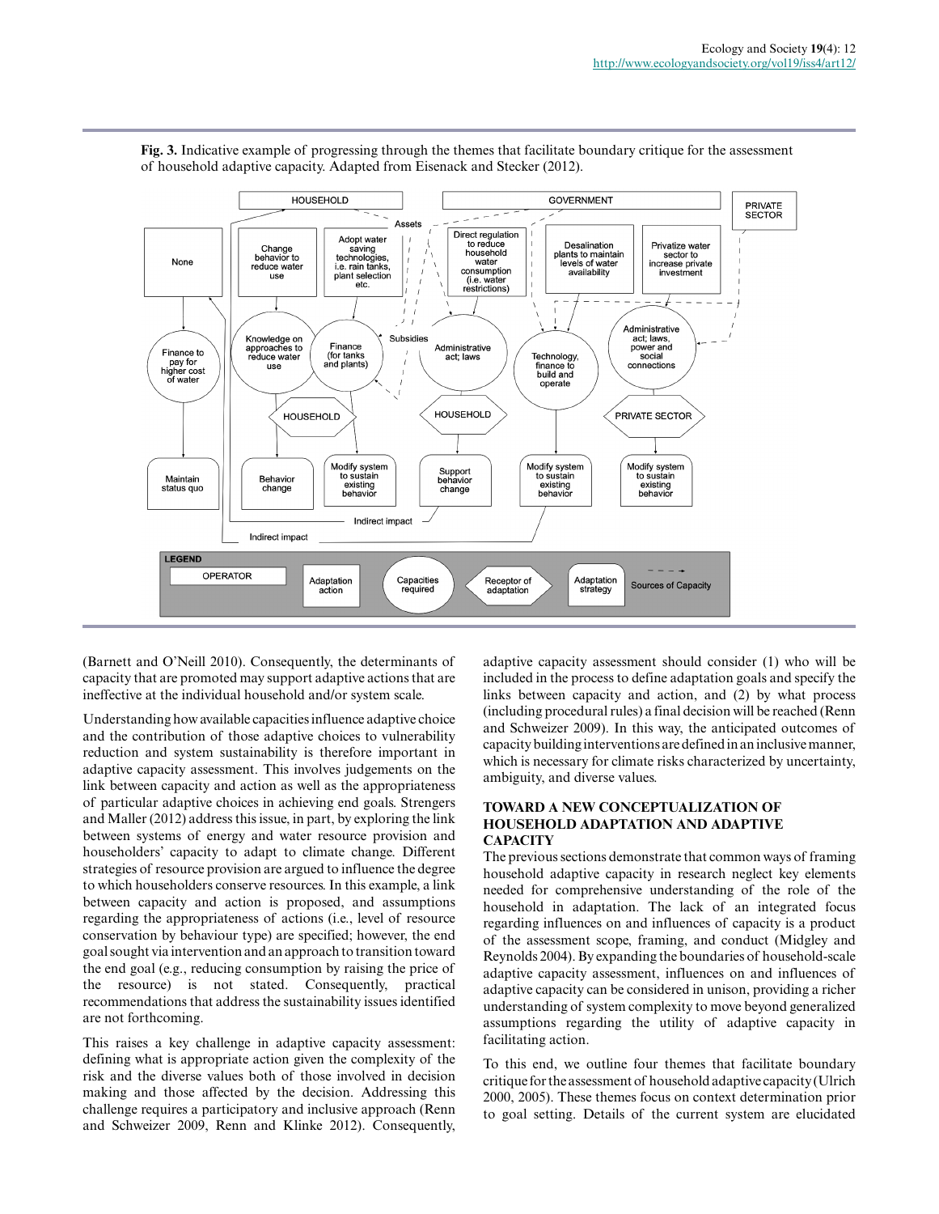**Fig. 3.** Indicative example of progressing through the themes that facilitate boundary critique for the assessment of household adaptive capacity. Adapted from Eisenack and Stecker (2012).

(Barnett and O'Neill 2010). Consequently, the determinants of capacity that are promoted may support adaptive actions that are ineffective at the individual household and/or system scale.

Understanding how available capacities influence adaptive choice and the contribution of those adaptive choices to vulnerability reduction and system sustainability is therefore important in adaptive capacity assessment. This involves judgements on the link between capacity and action as well as the appropriateness of particular adaptive choices in achieving end goals. Strengers and Maller (2012) address this issue, in part, by exploring the link between systems of energy and water resource provision and householders' capacity to adapt to climate change. Different strategies of resource provision are argued to influence the degree to which householders conserve resources. In this example, a link between capacity and action is proposed, and assumptions regarding the appropriateness of actions (i.e., level of resource conservation by behaviour type) are specified; however, the end goal sought via intervention and an approach to transition toward the end goal (e.g., reducing consumption by raising the price of the resource) is not stated. Consequently, practical recommendations that address the sustainability issues identified are not forthcoming.

This raises a key challenge in adaptive capacity assessment: defining what is appropriate action given the complexity of the risk and the diverse values both of those involved in decision making and those affected by the decision. Addressing this challenge requires a participatory and inclusive approach (Renn and Schweizer 2009, Renn and Klinke 2012). Consequently, adaptive capacity assessment should consider (1) who will be included in the process to define adaptation goals and specify the links between capacity and action, and (2) by what process (including procedural rules) a final decision will be reached (Renn and Schweizer 2009). In this way, the anticipated outcomes of capacity building interventions are defined in an inclusive manner, which is necessary for climate risks characterized by uncertainty, ambiguity, and diverse values.

## TOWARD A NEW CONCEPTUALIZATION OF HOUSEHOLD ADAPTATION AND ADAPTIVE CAPACITY

The previous sections demonstrate that common ways of framing household adaptive capacity in research neglect key elements needed for comprehensive understanding of the role of the household in adaptation. The lack of an integrated focus regarding influences on and influences of capacity is a product of the assessment scope, framing, and conduct (Midgley and Reynolds 2004). By expanding the boundaries of household-scale adaptive capacity assessment, influences on and influences of adaptive capacity can be considered in unison, providing a richer understanding of system complexity to move beyond generalized assumptions regarding the utility of adaptive capacity in facilitating action.

To this end, we outline four themes that facilitate boundary critique for the assessment of household adaptive capacity (Ulrich 2000, 2005). These themes focus on context determination prior to goal setting. Details of the current system are elucidated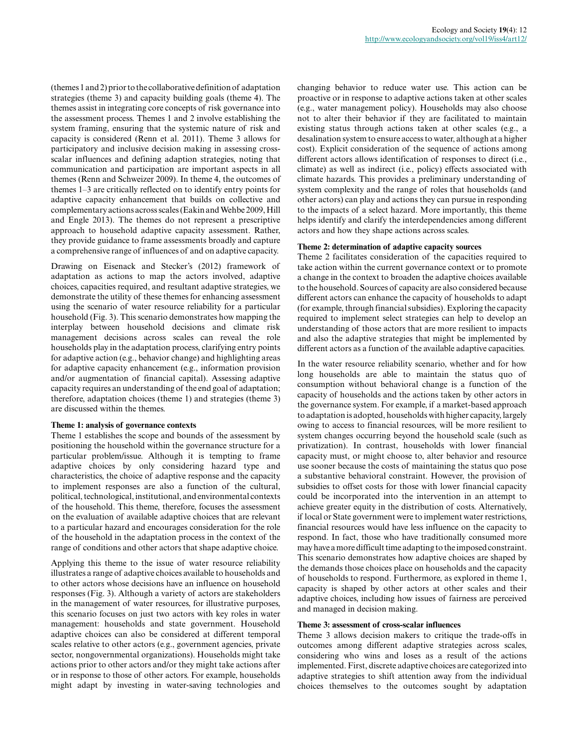(themes 1 and 2) prior to the collaborative definition of adaptation strategies (theme 3) and capacity building goals (theme 4). The themes assist in integrating core concepts of risk governance into the assessment process. Themes 1 and 2 involve establishing the system framing, ensuring that the systemic nature of risk and capacity is considered (Renn et al. 2011). Theme 3 allows for participatory and inclusive decision making in assessing cross-scalar influences and defining adaption strategies, noting that communication and participation are important aspects in all themes (Renn and Schweizer 2009). In theme 4, the outcomes of themes 1–3 are critically reflected on to identify entry points for adaptive capacity enhancement that builds on collective and complementary actions across scales (Eakin and Wehbe 2009, Hill and Engle 2013). The themes do not represent a prescriptive approach to household adaptive capacity assessment. Rather, they provide guidance to frame assessments broadly and capture a comprehensive range of influences of and on adaptive capacity.

Drawing on Eisenack and Stecker's (2012) framework of adaptation as actions to map the actors involved, adaptive choices, capacities required, and resultant adaptive strategies, we demonstrate the utility of these themes for enhancing assessment using the scenario of water resource reliability for a particular household (Fig. 3). This scenario demonstrates how mapping the interplay between household decisions and climate risk management decisions across scales can reveal the role households play in the adaptation process, clarifying entry points for adaptive action (e.g., behavior change) and highlighting areas for adaptive capacity enhancement (e.g., information provision and/or augmentation of financial capital). Assessing adaptive capacity requires an understanding of the end goal of adaptation; therefore, adaptation choices (theme 1) and strategies (theme 3) are discussed within the themes.

**Theme 1: analysis of governance contexts**

Theme 1 establishes the scope and bounds of the assessment by positioning the household within the governance structure for a particular problem/issue. Although it is tempting to frame adaptive choices by only considering hazard type and characteristics, the choice of adaptive response and the capacity to implement responses are also a function of the cultural, political, technological, institutional, and environmental contexts of the household. This theme, therefore, focuses the assessment on the evaluation of available adaptive choices that are relevant to a particular hazard and encourages consideration for the role of the household in the adaptation process in the context of the range of conditions and other actors that shape adaptive choice.

Applying this theme to the issue of water resource reliability illustrates a range of adaptive choices available to households and to other actors whose decisions have an influence on household responses (Fig. 3). Although a variety of actors are stakeholders in the management of water resources, for illustrative purposes, this scenario focuses on just two actors with key roles in water management: households and state government. Household adaptive choices can also be considered at different temporal scales relative to other actors (e.g., government agencies, private sector, nongovernmental organizations). Households might take actions prior to other actors and/or they might take actions after or in response to those of other actors. For example, households might adapt by investing in water-saving technologies and changing behavior to reduce water use. This action can be proactive or in response to adaptive actions taken at other scales (e.g., water management policy). Households may also choose not to alter their behavior if they are facilitated to maintain existing status through actions taken at other scales (e.g., a desalination system to ensure access to water, although at a higher cost). Explicit consideration of the sequence of actions among different actors allows identification of responses to direct (i.e., climate) as well as indirect (i.e., policy) effects associated with climate hazards. This provides a preliminary understanding of system complexity and the range of roles that households (and other actors) can play and actions they can pursue in responding to the impacts of a select hazard. More importantly, this theme helps identify and clarify the interdependencies among different actors and how they shape actions across scales.

**Theme 2: determination of adaptive capacity sources**

Theme 2 facilitates consideration of the capacities required to take action within the current governance context or to promote a change in the context to broaden the adaptive choices available to the household. Sources of capacity are also considered because different actors can enhance the capacity of households to adapt (for example, through financial subsidies). Exploring the capacity required to implement select strategies can help to develop an understanding of those actors that are more resilient to impacts and also the adaptive strategies that might be implemented by different actors as a function of the available adaptive capacities.

In the water resource reliability scenario, whether and for how long households are able to maintain the status quo of consumption without behavioral change is a function of the capacity of households and the actions taken by other actors in the governance system. For example, if a market-based approach to adaptation is adopted, households with higher capacity, largely owing to access to financial resources, will be more resilient to system changes occurring beyond the household scale (such as privatization). In contrast, households with lower financial capacity must, or might choose to, alter behavior and resource use sooner because the costs of maintaining the status quo pose a substantive behavioral constraint. However, the provision of subsidies to offset costs for those with lower financial capacity could be incorporated into the intervention in an attempt to achieve greater equity in the distribution of costs. Alternatively, if local or State government were to implement water restrictions, financial resources would have less influence on the capacity to respond. In fact, those who have traditionally consumed more may have a more difficult time adapting to the imposed constraint. This scenario demonstrates how adaptive choices are shaped by the demands those choices place on households and the capacity of households to respond. Furthermore, as explored in theme 1, capacity is shaped by other actors at other scales and their adaptive choices, including how issues of fairness are perceived and managed in decision making.

**Theme 3: assessment of cross-scalar influences**

Theme 3 allows decision makers to critique the trade-offs in outcomes among different adaptive strategies across scales, considering who wins and loses as a result of the actions implemented. First, discrete adaptive choices are categorized into adaptive strategies to shift attention away from the individual choices themselves to the outcomes sought by adaptation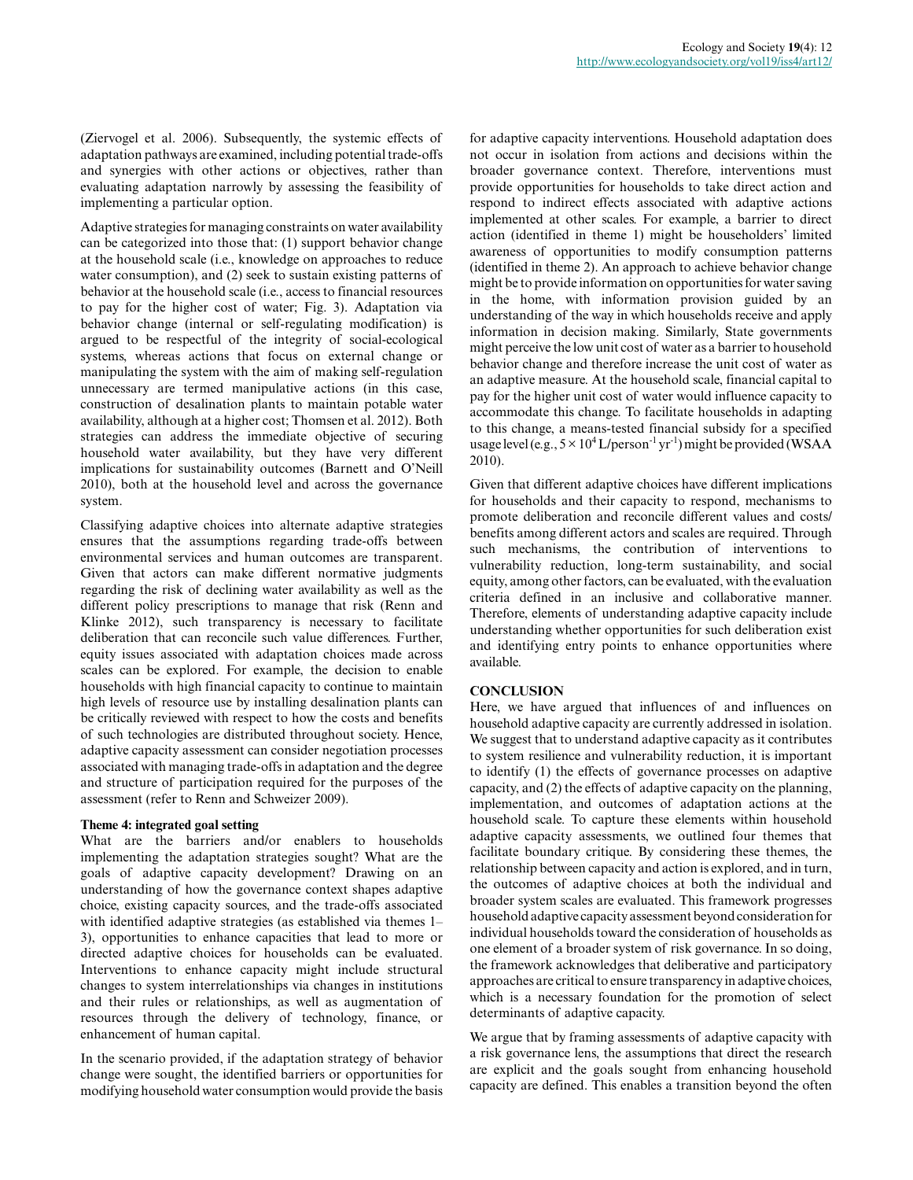(Ziervogel et al. 2006). Subsequently, the systemic effects of adaptation pathways are examined, including potential trade-offs and synergies with other actions or objectives, rather than evaluating adaptation narrowly by assessing the feasibility of implementing a particular option.

Adaptive strategies for managing constraints on water availability can be categorized into those that: (1) support behavior change at the household scale (i.e., knowledge on approaches to reduce water consumption), and (2) seek to sustain existing patterns of behavior at the household scale (i.e., access to financial resources to pay for the higher cost of water; Fig. 3). Adaptation via behavior change (internal or self-regulating modification) is argued to be respectful of the integrity of social-ecological systems, whereas actions that focus on external change or manipulating the system with the aim of making self-regulation unnecessary are termed manipulative actions (in this case, construction of desalination plants to maintain potable water availability, although at a higher cost; Thomsen et al. 2012). Both strategies can address the immediate objective of securing household water availability, but they have very different implications for sustainability outcomes (Barnett and O'Neill 2010), both at the household level and across the governance system.

Classifying adaptive choices into alternate adaptive strategies ensures that the assumptions regarding trade-offs between environmental services and human outcomes are transparent. Given that actors can make different normative judgments regarding the risk of declining water availability as well as the different policy prescriptions to manage that risk (Renn and Klinke 2012), such transparency is necessary to facilitate deliberation that can reconcile such value differences. Further, equity issues associated with adaptation choices made across scales can be explored. For example, the decision to enable households with high financial capacity to continue to maintain high levels of resource use by installing desalination plants can be critically reviewed with respect to how the costs and benefits of such technologies are distributed throughout society. Hence, adaptive capacity assessment can consider negotiation processes associated with managing trade-offs in adaptation and the degree and structure of participation required for the purposes of the assessment (refer to Renn and Schweizer 2009).

### Theme 4: integrated goal setting

What are the barriers and/or enablers to households implementing the adaptation strategies sought? What are the goals of adaptive capacity development? Drawing on an understanding of how the governance context shapes adaptive choice, existing capacity sources, and the trade-offs associated with identified adaptive strategies (as established via themes 1–3), opportunities to enhance capacities that lead to more or directed adaptive choices for households can be evaluated. Interventions to enhance capacity might include structural changes to system interrelationships via changes in institutions and their rules or relationships, as well as augmentation of resources through the delivery of technology, finance, or enhancement of human capital.

In the scenario provided, if the adaptation strategy of behavior change were sought, the identified barriers or opportunities for modifying household water consumption would provide the basis for adaptive capacity interventions. Household adaptation does not occur in isolation from actions and decisions within the broader governance context. Therefore, interventions must provide opportunities for households to take direct action and respond to indirect effects associated with adaptive actions implemented at other scales. For example, a barrier to direct action (identified in theme 1) might be householders' limited awareness of opportunities to modify consumption patterns (identified in theme 2). An approach to achieve behavior change might be to provide information on opportunities for water saving in the home, with information provision guided by an understanding of the way in which households receive and apply information in decision making. Similarly, State governments might perceive the low unit cost of water as a barrier to household behavior change and therefore increase the unit cost of water as an adaptive measure. At the household scale, financial capital to pay for the higher unit cost of water would influence capacity to accommodate this change. To facilitate households in adapting to this change, a means-tested financial subsidy for a specified usage level (e.g., $5 \times 10^4$ L/person$^{-1}$ yr$^{-1}$) might be provided (WSAA 2010).

Given that different adaptive choices have different implications for households and their capacity to respond, mechanisms to promote deliberation and reconcile different values and costs/benefits among different actors and scales are required. Through such mechanisms, the contribution of interventions to vulnerability reduction, long-term sustainability, and social equity, among other factors, can be evaluated, with the evaluation criteria defined in an inclusive and collaborative manner. Therefore, elements of understanding adaptive capacity include understanding whether opportunities for such deliberation exist and identifying entry points to enhance opportunities where available.

## CONCLUSION

Here, we have argued that influences of and influences on household adaptive capacity are currently addressed in isolation. We suggest that to understand adaptive capacity as it contributes to system resilience and vulnerability reduction, it is important to identify (1) the effects of governance processes on adaptive capacity, and (2) the effects of adaptive capacity on the planning, implementation, and outcomes of adaptation actions at the household scale. To capture these elements within household adaptive capacity assessments, we outlined four themes that facilitate boundary critique. By considering these themes, the relationship between capacity and action is explored, and in turn, the outcomes of adaptive choices at both the individual and broader system scales are evaluated. This framework progresses household adaptive capacity assessment beyond consideration for individual households toward the consideration of households as one element of a broader system of risk governance. In so doing, the framework acknowledges that deliberative and participatory approaches are critical to ensure transparency in adaptive choices, which is a necessary foundation for the promotion of select determinants of adaptive capacity.

We argue that by framing assessments of adaptive capacity with a risk governance lens, the assumptions that direct the research are explicit and the goals sought from enhancing household capacity are defined. This enables a transition beyond the often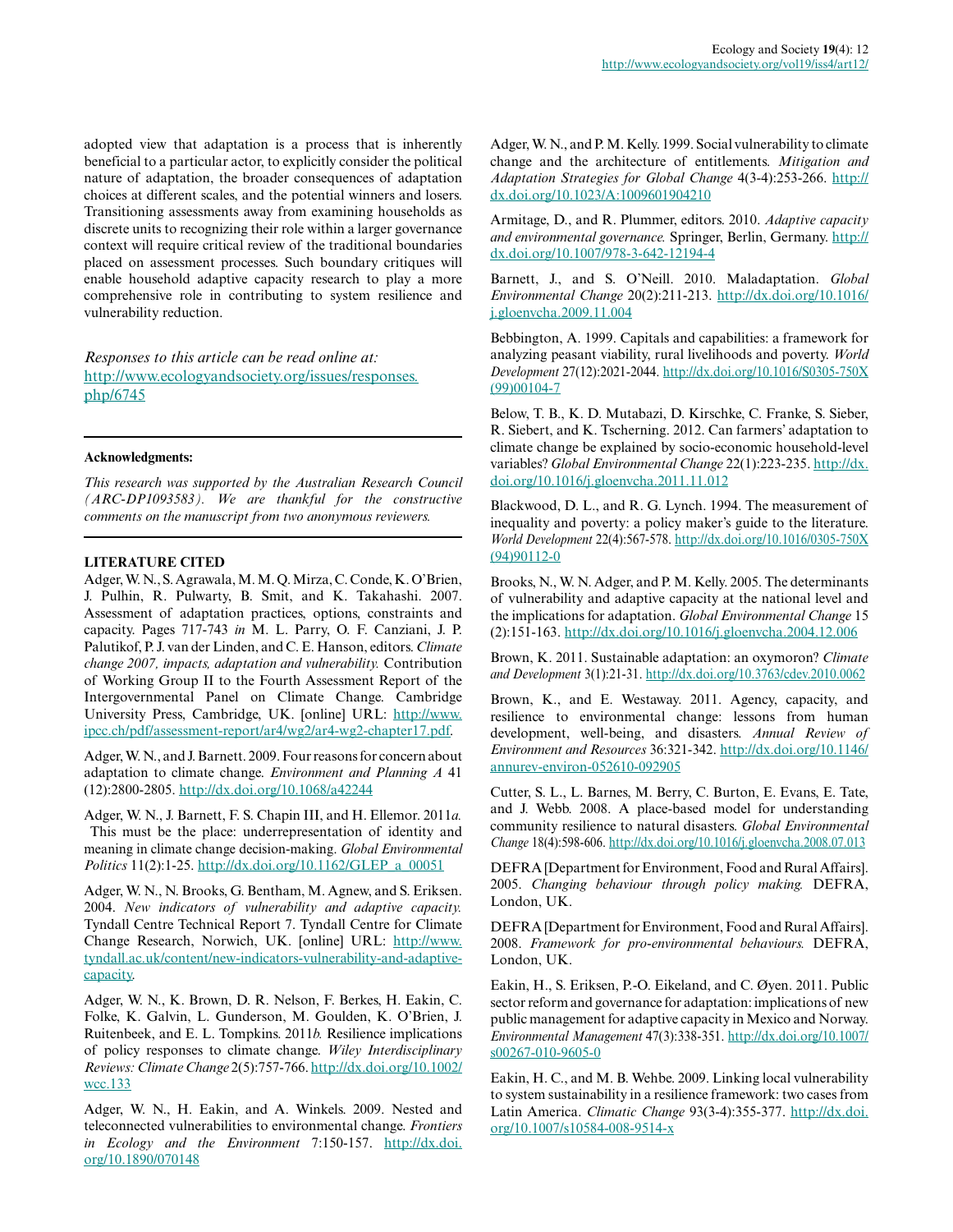adopted view that adaptation is a process that is inherently beneficial to a particular actor, to explicitly consider the political nature of adaptation, the broader consequences of adaptation choices at different scales, and the potential winners and losers. Transitioning assessments away from examining households as discrete units to recognizing their role within a larger governance context will require critical review of the traditional boundaries placed on assessment processes. Such boundary critiques will enable household adaptive capacity research to play a more comprehensive role in contributing to system resilience and vulnerability reduction.

*Responses to this article can be read online at:*
http://www.ecologyandsociety.org/issues/responses.php/6745

**Acknowledgments:**

*This research was supported by the Australian Research Council (ARC-DP1093583). We are thankful for the constructive comments on the manuscript from two anonymous reviewers.*

**LITERATURE CITED**

Adger, W. N., S. Agrawala, M. M. Q. Mirza, C. Conde, K. O'Brien, J. Pulhin, R. Pulwarty, B. Smit, and K. Takahashi. 2007. Assessment of adaptation practices, options, constraints and capacity. Pages 717-743 *in* M. L. Parry, O. F. Canziani, J. P. Palutikof, P. J. van der Linden, and C. E. Hanson, editors. *Climate change 2007, impacts, adaptation and vulnerability.* Contribution of Working Group II to the Fourth Assessment Report of the Intergovernmental Panel on Climate Change. Cambridge University Press, Cambridge, UK. [online] URL: http://www.ipcc.ch/pdf/assessment-report/ar4/wg2/ar4-wg2-chapter17.pdf.

Adger, W. N., and J. Barnett. 2009. Four reasons for concern about adaptation to climate change. *Environment and Planning A* 41 (12):2800-2805. http://dx.doi.org/10.1068/a42244

Adger, W. N., J. Barnett, F. S. Chapin III, and H. Ellemor. 2011*a*. This must be the place: underrepresentation of identity and meaning in climate change decision-making. *Global Environmental Politics* 11(2):1-25. http://dx.doi.org/10.1162/GLEP_a_00051

Adger, W. N., N. Brooks, G. Bentham, M. Agnew, and S. Eriksen. 2004. *New indicators of vulnerability and adaptive capacity.* Tyndall Centre Technical Report 7. Tyndall Centre for Climate Change Research, Norwich, UK. [online] URL: http://www.tyndall.ac.uk/content/new-indicators-vulnerability-and-adaptive-capacity.

Adger, W. N., K. Brown, D. R. Nelson, F. Berkes, H. Eakin, C. Folke, K. Galvin, L. Gunderson, M. Goulden, K. O'Brien, J. Ruitenbeek, and E. L. Tompkins. 2011*b*. Resilience implications of policy responses to climate change. *Wiley Interdisciplinary Reviews: Climate Change* 2(5):757-766. http://dx.doi.org/10.1002/wcc.133

Adger, W. N., H. Eakin, and A. Winkels. 2009. Nested and teleconnected vulnerabilities to environmental change. *Frontiers in Ecology and the Environment* 7:150-157. http://dx.doi.org/10.1890/070148

Adger, W. N., and P. M. Kelly. 1999. Social vulnerability to climate change and the architecture of entitlements. *Mitigation and Adaptation Strategies for Global Change* 4(3-4):253-266. http://dx.doi.org/10.1023/A:1009601904210

Armitage, D., and R. Plummer, editors. 2010. *Adaptive capacity and environmental governance.* Springer, Berlin, Germany. http://dx.doi.org/10.1007/978-3-642-12194-4

Barnett, J., and S. O'Neill. 2010. Maladaptation. *Global Environmental Change* 20(2):211-213. http://dx.doi.org/10.1016/j.gloenvcha.2009.11.004

Bebbington, A. 1999. Capitals and capabilities: a framework for analyzing peasant viability, rural livelihoods and poverty. *World Development* 27(12):2021-2044. http://dx.doi.org/10.1016/S0305-750X(99)00104-7

Below, T. B., K. D. Mutabazi, D. Kirschke, C. Franke, S. Sieber, R. Siebert, and K. Tscherning. 2012. Can farmers' adaptation to climate change be explained by socio-economic household-level variables? *Global Environmental Change* 22(1):223-235. http://dx.doi.org/10.1016/j.gloenvcha.2011.11.012

Blackwood, D. L., and R. G. Lynch. 1994. The measurement of inequality and poverty: a policy maker's guide to the literature. *World Development* 22(4):567-578. http://dx.doi.org/10.1016/0305-750X(94)90112-0

Brooks, N., W. N. Adger, and P. M. Kelly. 2005. The determinants of vulnerability and adaptive capacity at the national level and the implications for adaptation. *Global Environmental Change* 15 (2):151-163. http://dx.doi.org/10.1016/j.gloenvcha.2004.12.006

Brown, K. 2011. Sustainable adaptation: an oxymoron? *Climate and Development* 3(1):21-31. http://dx.doi.org/10.3763/cdev.2010.0062

Brown, K., and E. Westaway. 2011. Agency, capacity, and resilience to environmental change: lessons from human development, well-being, and disasters. *Annual Review of Environment and Resources* 36:321-342. http://dx.doi.org/10.1146/annurev-environ-052610-092905

Cutter, S. L., L. Barnes, M. Berry, C. Burton, E. Evans, E. Tate, and J. Webb. 2008. A place-based model for understanding community resilience to natural disasters. *Global Environmental Change* 18(4):598-606. http://dx.doi.org/10.1016/j.gloenvcha.2008.07.013

DEFRA [Department for Environment, Food and Rural Affairs]. 2005. *Changing behaviour through policy making.* DEFRA, London, UK.

DEFRA [Department for Environment, Food and Rural Affairs]. 2008. *Framework for pro-environmental behaviours.* DEFRA, London, UK.

Eakin, H., S. Eriksen, P.-O. Eikeland, and C. Øyen. 2011. Public sector reform and governance for adaptation: implications of new public management for adaptive capacity in Mexico and Norway. *Environmental Management* 47(3):338-351. http://dx.doi.org/10.1007/s00267-010-9605-0

Eakin, H. C., and M. B. Wehbe. 2009. Linking local vulnerability to system sustainability in a resilience framework: two cases from Latin America. *Climatic Change* 93(3-4):355-377. http://dx.doi.org/10.1007/s10584-008-9514-x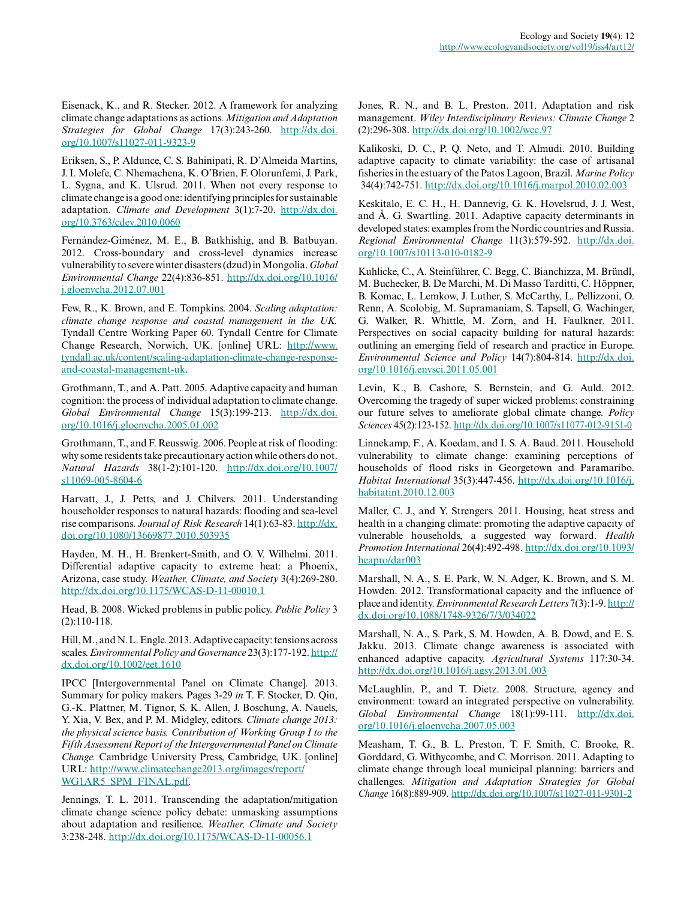Eisenack, K., and R. Stecker. 2012. A framework for analyzing climate change adaptations as actions. *Mitigation and Adaptation Strategies for Global Change* 17(3):243-260. http://dx.doi.org/10.1007/s11027-011-9323-9

Eriksen, S., P. Aldunce, C. S. Bahinipati, R. D'Almeida Martins, J. I. Molefe, C. Nhemachena, K. O'Brien, F. Olorunfemi, J. Park, L. Sygna, and K. Ulsrud. 2011. When not every response to climate change is a good one: identifying principles for sustainable adaptation. *Climate and Development* 3(1):7-20. http://dx.doi.org/10.3763/cdev.2010.0060

Fernández-Giménez, M. E., B. Batkhishig, and B. Batbuyan. 2012. Cross-boundary and cross-level dynamics increase vulnerability to severe winter disasters (dzud) in Mongolia. *Global Environmental Change* 22(4):836-851. http://dx.doi.org/10.1016/j.gloenvcha.2012.07.001

Few, R., K. Brown, and E. Tompkins. 2004. *Scaling adaptation: climate change response and coastal management in the UK.* Tyndall Centre Working Paper 60. Tyndall Centre for Climate Change Research, Norwich, UK. [online] URL: http://www.tyndall.ac.uk/content/scaling-adaptation-climate-change-response-and-coastal-management-uk.

Grothmann, T., and A. Patt. 2005. Adaptive capacity and human cognition: the process of individual adaptation to climate change. *Global Environmental Change* 15(3):199-213. http://dx.doi.org/10.1016/j.gloenvcha.2005.01.002

Grothmann, T., and F. Reusswig. 2006. People at risk of flooding: why some residents take precautionary action while others do not. *Natural Hazards* 38(1-2):101-120. http://dx.doi.org/10.1007/s11069-005-8604-6

Harvatt, J., J. Petts, and J. Chilvers. 2011. Understanding householder responses to natural hazards: flooding and sea-level rise comparisons. *Journal of Risk Research* 14(1):63-83. http://dx.doi.org/10.1080/13669877.2010.503935

Hayden, M. H., H. Brenkert-Smith, and O. V. Wilhelmi. 2011. Differential adaptive capacity to extreme heat: a Phoenix, Arizona, case study. *Weather, Climate, and Society* 3(4):269-280. http://dx.doi.org/10.1175/WCAS-D-11-00010.1

Head, B. 2008. Wicked problems in public policy. *Public Policy* 3 (2):110-118.

Hill, M., and N. L. Engle. 2013. Adaptive capacity: tensions across scales. *Environmental Policy and Governance* 23(3):177-192. http://dx.doi.org/10.1002/eet.1610

IPCC [Intergovernmental Panel on Climate Change]. 2013. Summary for policy makers. Pages 3-29 *in* T. F. Stocker, D. Qin, G.-K. Plattner, M. Tignor, S. K. Allen, J. Boschung, A. Nauels, Y. Xia, V. Bex, and P. M. Midgley, editors. *Climate change 2013: the physical science basis. Contribution of Working Group I to the Fifth Assessment Report of the Intergovernmental Panel on Climate Change.* Cambridge University Press, Cambridge, UK. [online] URL: http://www.climatechange2013.org/images/report/WG1AR5_SPM_FINAL.pdf.

Jennings, T. L. 2011. Transcending the adaptation/mitigation climate change science policy debate: unmasking assumptions about adaptation and resilience. *Weather, Climate and Society* 3:238-248. http://dx.doi.org/10.1175/WCAS-D-11-00056.1

Jones, R. N., and B. L. Preston. 2011. Adaptation and risk management. *Wiley Interdisciplinary Reviews: Climate Change* 2 (2):296-308. http://dx.doi.org/10.1002/wcc.97

Kalikoski, D. C., P. Q. Neto, and T. Almudi. 2010. Building adaptive capacity to climate variability: the case of artisanal fisheries in the estuary of the Patos Lagoon, Brazil. *Marine Policy* 34(4):742-751. http://dx.doi.org/10.1016/j.marpol.2010.02.003

Keskitalo, E. C. H., H. Dannevig, G. K. Hovelsrud, J. J. West, and Å. G. Swartling. 2011. Adaptive capacity determinants in developed states: examples from the Nordic countries and Russia. *Regional Environmental Change* 11(3):579-592. http://dx.doi.org/10.1007/s10113-010-0182-9

Kuhlicke, C., A. Steinführer, C. Begg, C. Bianchizza, M. Bründl, M. Buchecker, B. De Marchi, M. Di Masso Tarditti, C. Höppner, B. Komac, L. Lemkow, J. Luther, S. McCarthy, L. Pellizzoni, O. Renn, A. Scolobig, M. Supramaniam, S. Tapsell, G. Wachinger, G. Walker, R. Whittle, M. Zorn, and H. Faulkner. 2011. Perspectives on social capacity building for natural hazards: outlining an emerging field of research and practice in Europe. *Environmental Science and Policy* 14(7):804-814. http://dx.doi.org/10.1016/j.envsci.2011.05.001

Levin, K., B. Cashore, S. Bernstein, and G. Auld. 2012. Overcoming the tragedy of super wicked problems: constraining our future selves to ameliorate global climate change. *Policy Sciences* 45(2):123-152. http://dx.doi.org/10.1007/s11077-012-9151-0

Linnekamp, F., A. Koedam, and I. S. A. Baud. 2011. Household vulnerability to climate change: examining perceptions of households of flood risks in Georgetown and Paramaribo. *Habitat International* 35(3):447-456. http://dx.doi.org/10.1016/j.habitatint.2010.12.003

Maller, C. J., and Y. Strengers. 2011. Housing, heat stress and health in a changing climate: promoting the adaptive capacity of vulnerable households, a suggested way forward. *Health Promotion International* 26(4):492-498. http://dx.doi.org/10.1093/heapro/dar003

Marshall, N. A., S. E. Park, W. N. Adger, K. Brown, and S. M. Howden. 2012. Transformational capacity and the influence of place and identity. *Environmental Research Letters* 7(3):1-9. http://dx.doi.org/10.1088/1748-9326/7/3/034022

Marshall, N. A., S. Park, S. M. Howden, A. B. Dowd, and E. S. Jakku. 2013. Climate change awareness is associated with enhanced adaptive capacity. *Agricultural Systems* 117:30-34. http://dx.doi.org/10.1016/j.agsy.2013.01.003

McLaughlin, P., and T. Dietz. 2008. Structure, agency and environment: toward an integrated perspective on vulnerability. *Global Environmental Change* 18(1):99-111. http://dx.doi.org/10.1016/j.gloenvcha.2007.05.003

Measham, T. G., B. L. Preston, T. F. Smith, C. Brooke, R. Gorddard, G. Withycombe, and C. Morrison. 2011. Adapting to climate change through local municipal planning: barriers and challenges. *Mitigation and Adaptation Strategies for Global Change* 16(8):889-909. http://dx.doi.org/10.1007/s11027-011-9301-2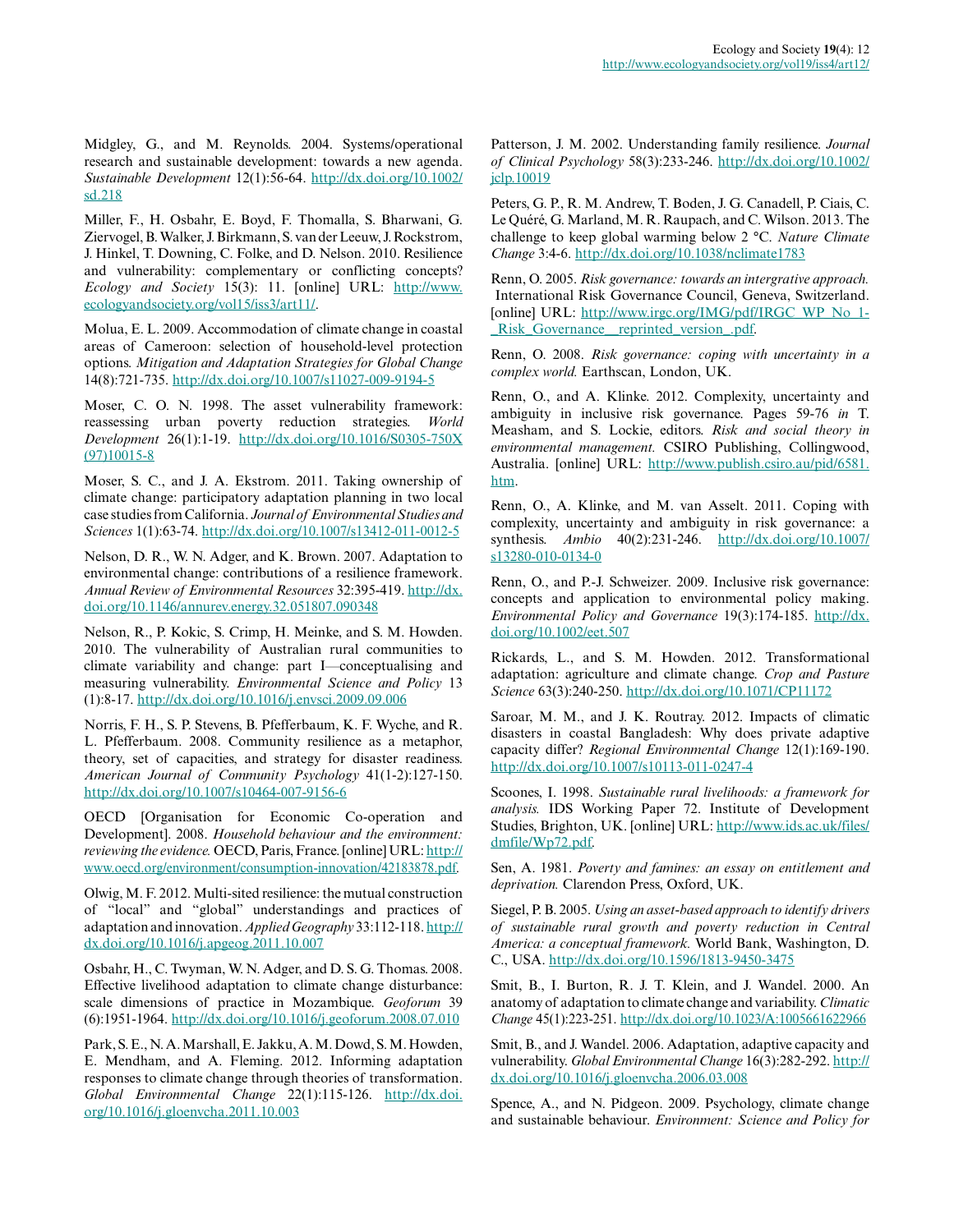Midgley, G., and M. Reynolds. 2004. Systems/operational research and sustainable development: towards a new agenda. *Sustainable Development* 12(1):56-64. http://dx.doi.org/10.1002/sd.218

Miller, F., H. Osbahr, E. Boyd, F. Thomalla, S. Bharwani, G. Ziervogel, B. Walker, J. Birkmann, S. van der Leeuw, J. Rockstrom, J. Hinkel, T. Downing, C. Folke, and D. Nelson. 2010. Resilience and vulnerability: complementary or conflicting concepts? *Ecology and Society* 15(3): 11. [online] URL: http://www.ecologyandsociety.org/vol15/iss3/art11/.

Molua, E. L. 2009. Accommodation of climate change in coastal areas of Cameroon: selection of household-level protection options. *Mitigation and Adaptation Strategies for Global Change* 14(8):721-735. http://dx.doi.org/10.1007/s11027-009-9194-5

Moser, C. O. N. 1998. The asset vulnerability framework: reassessing urban poverty reduction strategies. *World Development* 26(1):1-19. http://dx.doi.org/10.1016/S0305-750X(97)10015-8

Moser, S. C., and J. A. Ekstrom. 2011. Taking ownership of climate change: participatory adaptation planning in two local case studies from California. *Journal of Environmental Studies and Sciences* 1(1):63-74. http://dx.doi.org/10.1007/s13412-011-0012-5

Nelson, D. R., W. N. Adger, and K. Brown. 2007. Adaptation to environmental change: contributions of a resilience framework. *Annual Review of Environmental Resources* 32:395-419. http://dx.doi.org/10.1146/annurev.energy.32.051807.090348

Nelson, R., P. Kokic, S. Crimp, H. Meinke, and S. M. Howden. 2010. The vulnerability of Australian rural communities to climate variability and change: part I—conceptualising and measuring vulnerability. *Environmental Science and Policy* 13(1):8-17. http://dx.doi.org/10.1016/j.envsci.2009.09.006

Norris, F. H., S. P. Stevens, B. Pfefferbaum, K. F. Wyche, and R. L. Pfefferbaum. 2008. Community resilience as a metaphor, theory, set of capacities, and strategy for disaster readiness. *American Journal of Community Psychology* 41(1-2):127-150. http://dx.doi.org/10.1007/s10464-007-9156-6

OECD [Organisation for Economic Co-operation and Development]. 2008. *Household behaviour and the environment: reviewing the evidence.* OECD, Paris, France. [online] URL: http://www.oecd.org/environment/consumption-innovation/42183878.pdf.

Olwig, M. F. 2012. Multi-sited resilience: the mutual construction of "local" and "global" understandings and practices of adaptation and innovation. *Applied Geography* 33:112-118. http://dx.doi.org/10.1016/j.apgeog.2011.10.007

Osbahr, H., C. Twyman, W. N. Adger, and D. S. G. Thomas. 2008. Effective livelihood adaptation to climate change disturbance: scale dimensions of practice in Mozambique. *Geoforum* 39(6):1951-1964. http://dx.doi.org/10.1016/j.geoforum.2008.07.010

Park, S. E., N. A. Marshall, E. Jakku, A. M. Dowd, S. M. Howden, E. Mendham, and A. Fleming. 2012. Informing adaptation responses to climate change through theories of transformation. *Global Environmental Change* 22(1):115-126. http://dx.doi.org/10.1016/j.gloenvcha.2011.10.003

Patterson, J. M. 2002. Understanding family resilience. *Journal of Clinical Psychology* 58(3):233-246. http://dx.doi.org/10.1002/jclp.10019

Peters, G. P., R. M. Andrew, T. Boden, J. G. Canadell, P. Ciais, C. Le Quéré, G. Marland, M. R. Raupach, and C. Wilson. 2013. The challenge to keep global warming below 2 °C. *Nature Climate Change* 3:4-6. http://dx.doi.org/10.1038/nclimate1783

Renn, O. 2005. *Risk governance: towards an intergrative approach.* International Risk Governance Council, Geneva, Switzerland. [online] URL: http://www.irgc.org/IMG/pdf/IRGC_WP_No_1-_Risk_Governance__reprinted_version_.pdf.

Renn, O. 2008. *Risk governance: coping with uncertainty in a complex world.* Earthscan, London, UK.

Renn, O., and A. Klinke. 2012. Complexity, uncertainty and ambiguity in inclusive risk governance. Pages 59-76 *in* T. Measham, and S. Lockie, editors. *Risk and social theory in environmental management.* CSIRO Publishing, Collingwood, Australia. [online] URL: http://www.publish.csiro.au/pid/6581.htm.

Renn, O., A. Klinke, and M. van Asselt. 2011. Coping with complexity, uncertainty and ambiguity in risk governance: a synthesis. *Ambio* 40(2):231-246. http://dx.doi.org/10.1007/s13280-010-0134-0

Renn, O., and P.-J. Schweizer. 2009. Inclusive risk governance: concepts and application to environmental policy making. *Environmental Policy and Governance* 19(3):174-185. http://dx.doi.org/10.1002/eet.507

Rickards, L., and S. M. Howden. 2012. Transformational adaptation: agriculture and climate change. *Crop and Pasture Science* 63(3):240-250. http://dx.doi.org/10.1071/CP11172

Saroar, M. M., and J. K. Routray. 2012. Impacts of climatic disasters in coastal Bangladesh: Why does private adaptive capacity differ? *Regional Environmental Change* 12(1):169-190. http://dx.doi.org/10.1007/s10113-011-0247-4

Scoones, I. 1998. *Sustainable rural livelihoods: a framework for analysis.* IDS Working Paper 72. Institute of Development Studies, Brighton, UK. [online] URL: http://www.ids.ac.uk/files/dmfile/Wp72.pdf.

Sen, A. 1981. *Poverty and famines: an essay on entitlement and deprivation.* Clarendon Press, Oxford, UK.

Siegel, P. B. 2005. *Using an asset-based approach to identify drivers of sustainable rural growth and poverty reduction in Central America: a conceptual framework.* World Bank, Washington, D. C., USA. http://dx.doi.org/10.1596/1813-9450-3475

Smit, B., I. Burton, R. J. T. Klein, and J. Wandel. 2000. An anatomy of adaptation to climate change and variability. *Climatic Change* 45(1):223-251. http://dx.doi.org/10.1023/A:1005661622966

Smit, B., and J. Wandel. 2006. Adaptation, adaptive capacity and vulnerability. *Global Environmental Change* 16(3):282-292. http://dx.doi.org/10.1016/j.gloenvcha.2006.03.008

Spence, A., and N. Pidgeon. 2009. Psychology, climate change and sustainable behaviour. *Environment: Science and Policy for*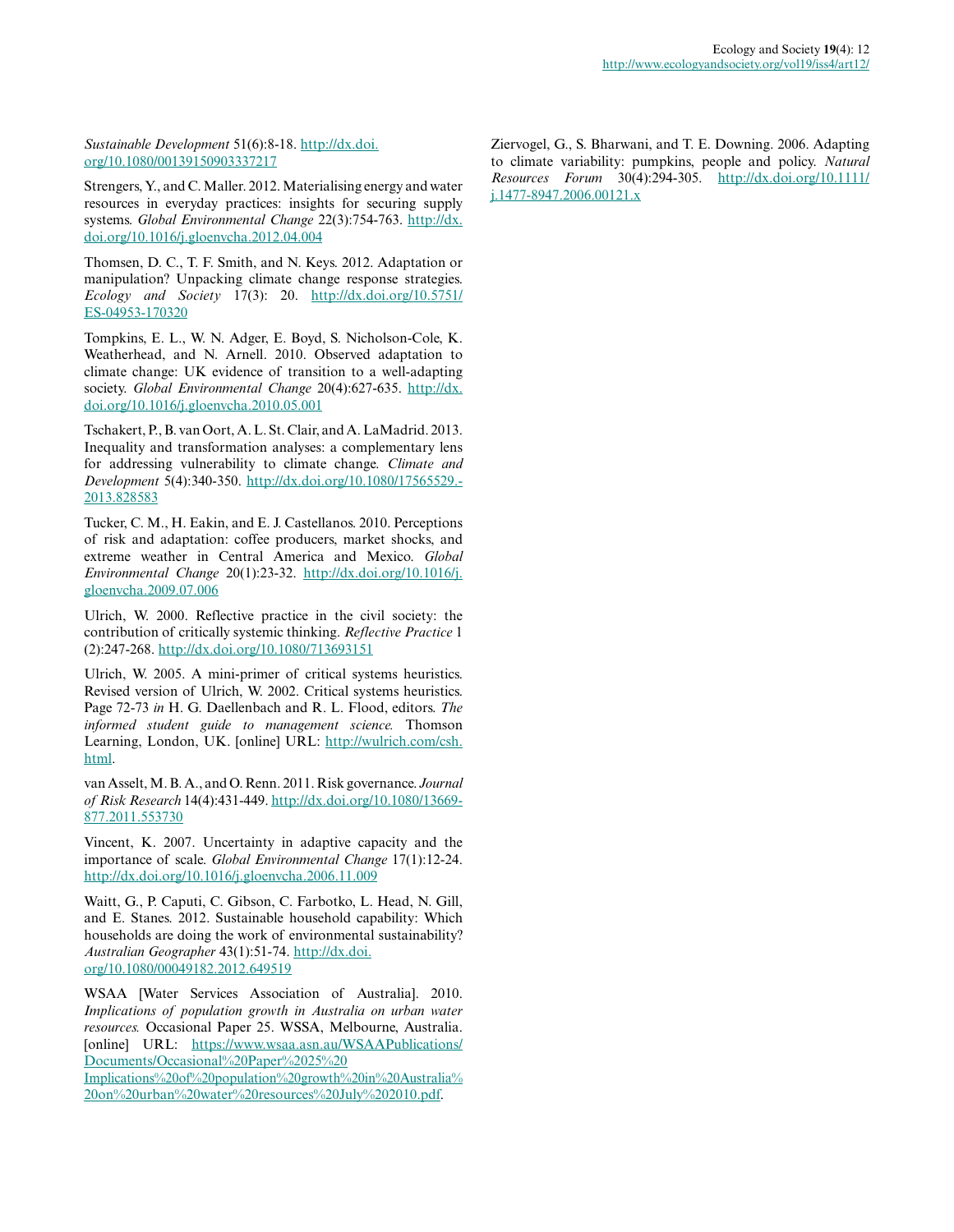*Sustainable Development* 51(6):8-18. http://dx.doi.org/10.1080/00139150903337217

Strengers, Y., and C. Maller. 2012. Materialising energy and water resources in everyday practices: insights for securing supply systems. *Global Environmental Change* 22(3):754-763. http://dx.doi.org/10.1016/j.gloenvcha.2012.04.004

Thomsen, D. C., T. F. Smith, and N. Keys. 2012. Adaptation or manipulation? Unpacking climate change response strategies. *Ecology and Society* 17(3): 20. http://dx.doi.org/10.5751/ES-04953-170320

Tompkins, E. L., W. N. Adger, E. Boyd, S. Nicholson-Cole, K. Weatherhead, and N. Arnell. 2010. Observed adaptation to climate change: UK evidence of transition to a well-adapting society. *Global Environmental Change* 20(4):627-635. http://dx.doi.org/10.1016/j.gloenvcha.2010.05.001

Tschakert, P., B. van Oort, A. L. St. Clair, and A. LaMadrid. 2013. Inequality and transformation analyses: a complementary lens for addressing vulnerability to climate change. *Climate and Development* 5(4):340-350. http://dx.doi.org/10.1080/17565529.2013.828583

Tucker, C. M., H. Eakin, and E. J. Castellanos. 2010. Perceptions of risk and adaptation: coffee producers, market shocks, and extreme weather in Central America and Mexico. *Global Environmental Change* 20(1):23-32. http://dx.doi.org/10.1016/j.gloenvcha.2009.07.006

Ulrich, W. 2000. Reflective practice in the civil society: the contribution of critically systemic thinking. *Reflective Practice* 1 (2):247-268. http://dx.doi.org/10.1080/713693151

Ulrich, W. 2005. A mini-primer of critical systems heuristics. Revised version of Ulrich, W. 2002. Critical systems heuristics. Page 72-73 *in* H. G. Daellenbach and R. L. Flood, editors. *The informed student guide to management science.* Thomson Learning, London, UK. [online] URL: http://wulrich.com/csh.html.

van Asselt, M. B. A., and O. Renn. 2011. Risk governance. *Journal of Risk Research* 14(4):431-449. http://dx.doi.org/10.1080/13669877.2011.553730

Vincent, K. 2007. Uncertainty in adaptive capacity and the importance of scale. *Global Environmental Change* 17(1):12-24. http://dx.doi.org/10.1016/j.gloenvcha.2006.11.009

Waitt, G., P. Caputi, C. Gibson, C. Farbotko, L. Head, N. Gill, and E. Stanes. 2012. Sustainable household capability: Which households are doing the work of environmental sustainability? *Australian Geographer* 43(1):51-74. http://dx.doi.org/10.1080/00049182.2012.649519

WSAA [Water Services Association of Australia]. 2010. *Implications of population growth in Australia on urban water resources.* Occasional Paper 25. WSSA, Melbourne, Australia. [online] URL: https://www.wsaa.asn.au/WSAAPublications/Documents/Occasional%20Paper%2025%20Implications%20of%20population%20growth%20in%20Australia%20on%20urban%20water%20resources%20July%202010.pdf.

Ziervogel, G., S. Bharwani, and T. E. Downing. 2006. Adapting to climate variability: pumpkins, people and policy. *Natural Resources Forum* 30(4):294-305. http://dx.doi.org/10.1111/j.1477-8947.2006.00121.x